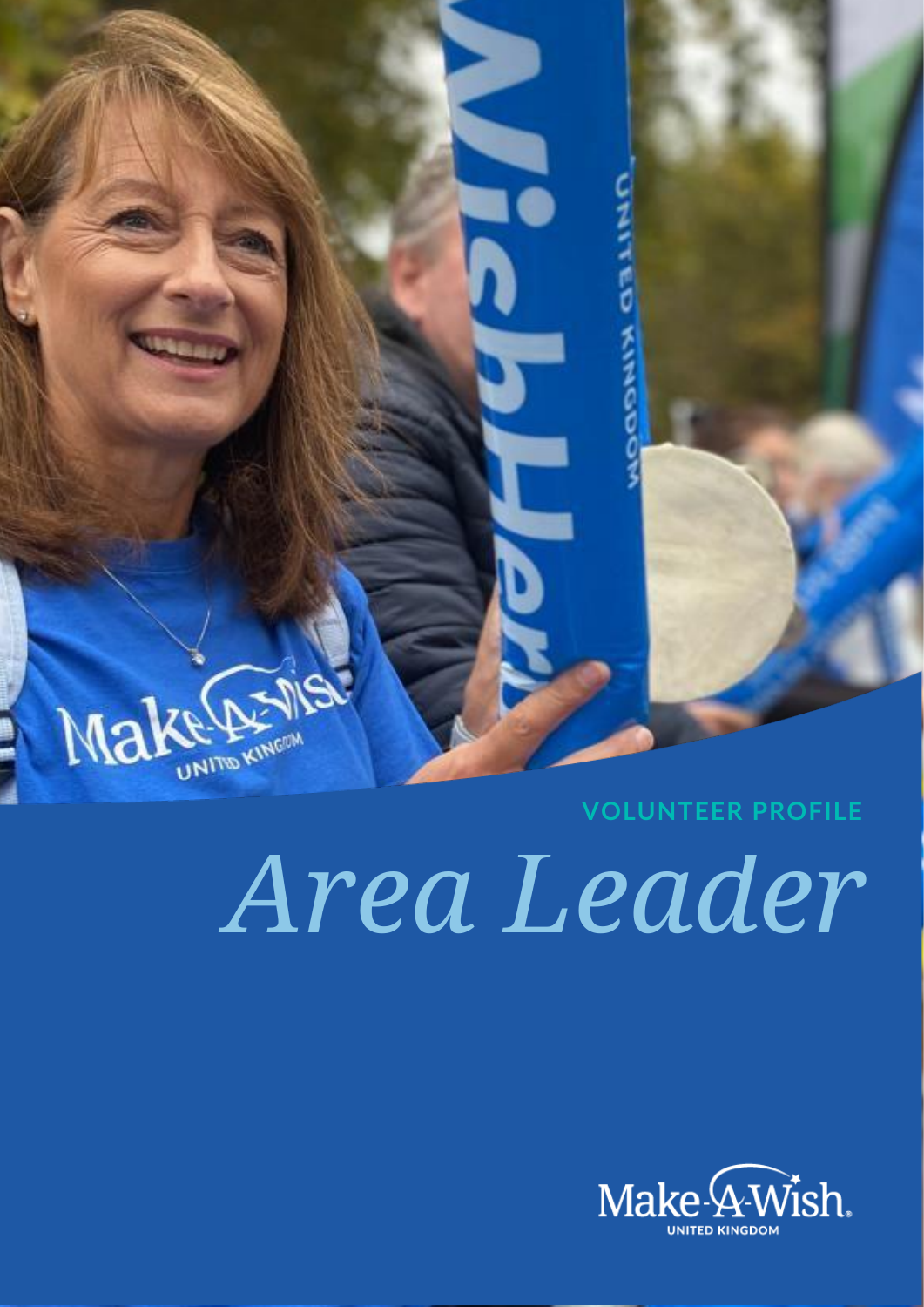VOLUNTEER PROFILE

# *Area Leader*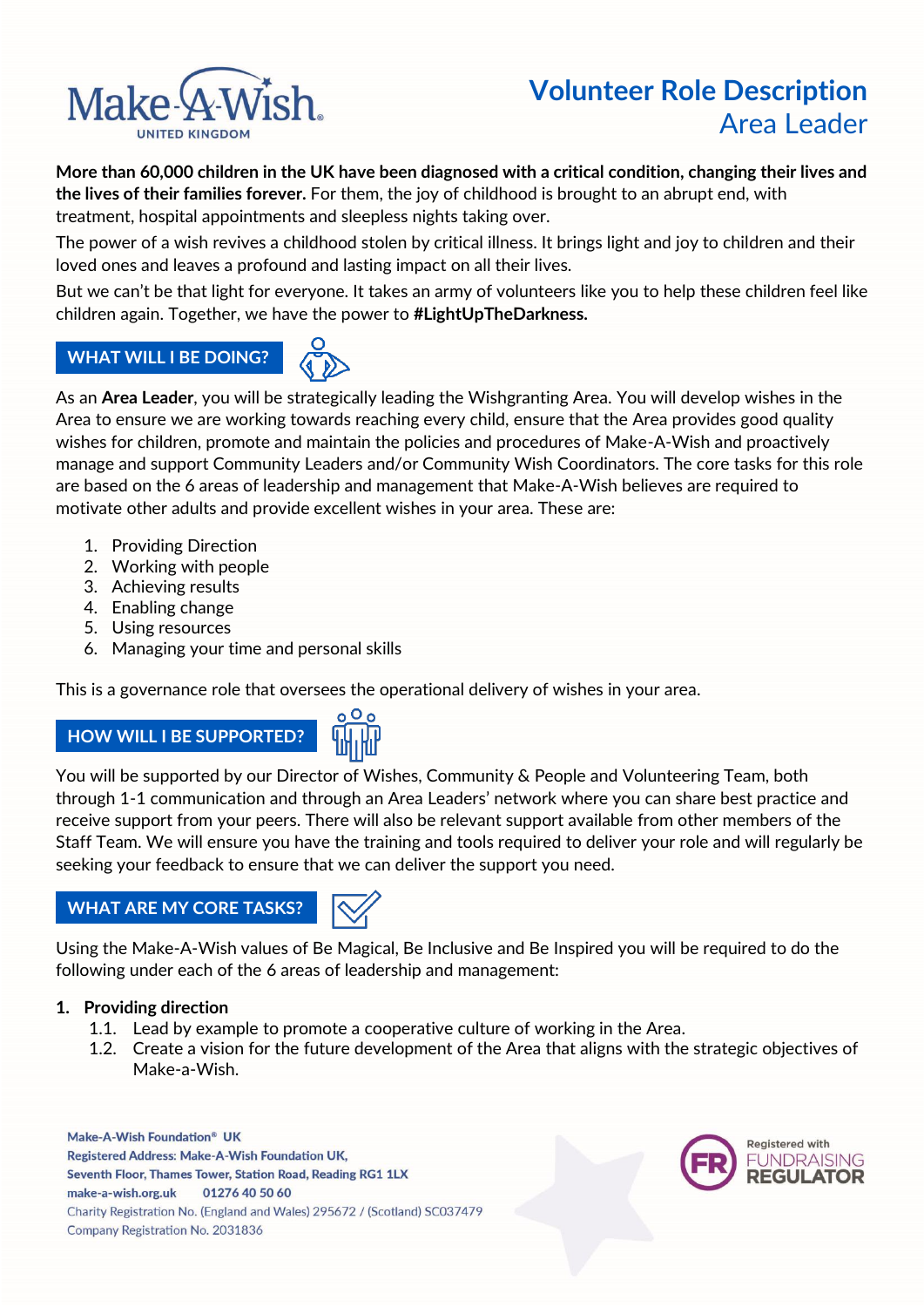# Volunteer Role Description
## Area Leader

**More than 60,000 children in the UK have been diagnosed with a critical condition, changing their lives and the lives of their families forever.** For them, the joy of childhood is brought to an abrupt end, with treatment, hospital appointments and sleepless nights taking over.

The power of a wish revives a childhood stolen by critical illness. It brings light and joy to children and their loved ones and leaves a profound and lasting impact on all their lives.

But we can't be that light for everyone. It takes an army of volunteers like you to help these children feel like children again. Together, we have the power to **#LightUpTheDarkness.**

## WHAT WILL I BE DOING?

As an **Area Leader**, you will be strategically leading the Wishgranting Area. You will develop wishes in the Area to ensure we are working towards reaching every child, ensure that the Area provides good quality wishes for children, promote and maintain the policies and procedures of Make-A-Wish and proactively manage and support Community Leaders and/or Community Wish Coordinators. The core tasks for this role are based on the 6 areas of leadership and management that Make-A-Wish believes are required to motivate other adults and provide excellent wishes in your area. These are:

1. Providing Direction
2. Working with people
3. Achieving results
4. Enabling change
5. Using resources
6. Managing your time and personal skills

This is a governance role that oversees the operational delivery of wishes in your area.

## HOW WILL I BE SUPPORTED?

You will be supported by our Director of Wishes, Community & People and Volunteering Team, both through 1-1 communication and through an Area Leaders' network where you can share best practice and receive support from your peers. There will also be relevant support available from other members of the Staff Team. We will ensure you have the training and tools required to deliver your role and will regularly be seeking your feedback to ensure that we can deliver the support you need.

## WHAT ARE MY CORE TASKS?

Using the Make-A-Wish values of Be Magical, Be Inclusive and Be Inspired you will be required to do the following under each of the 6 areas of leadership and management:

**1. Providing direction**

1.1. Lead by example to promote a cooperative culture of working in the Area.

1.2. Create a vision for the future development of the Area that aligns with the strategic objectives of Make-a-Wish.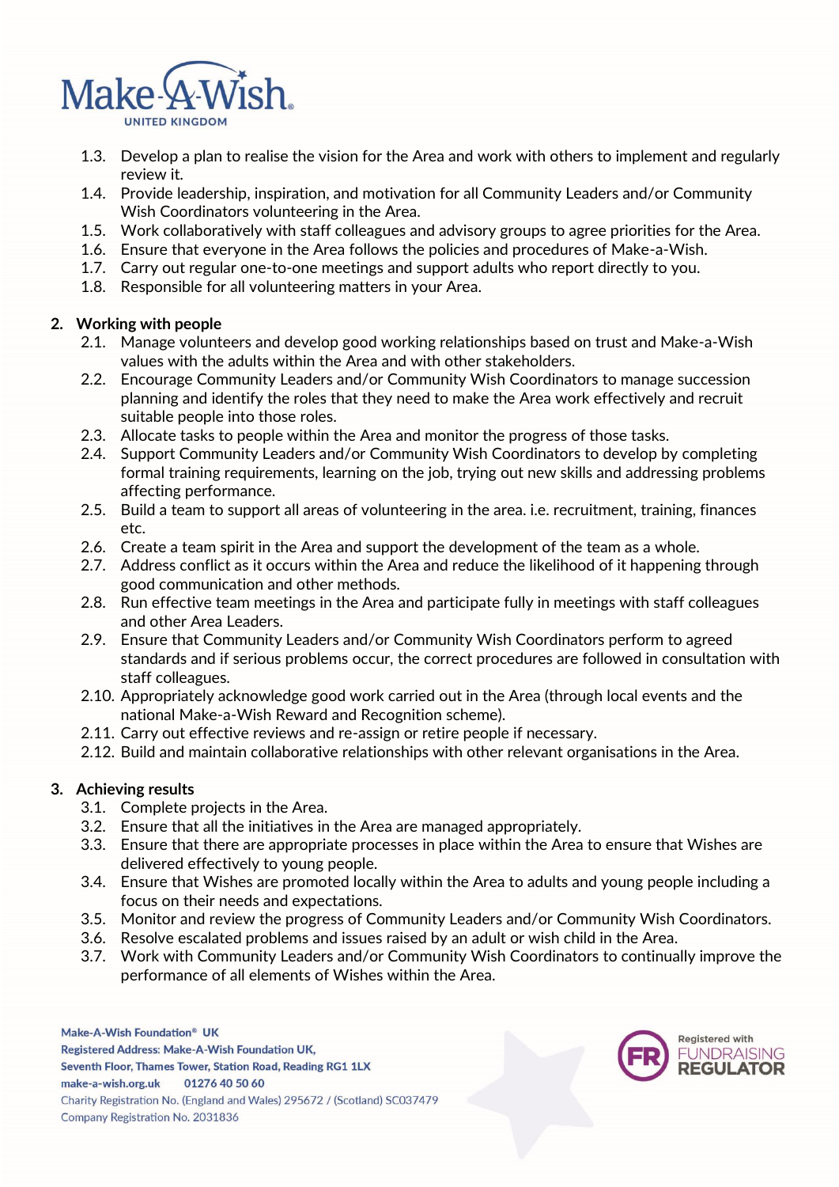1.3. Develop a plan to realise the vision for the Area and work with others to implement and regularly review it.
1.4. Provide leadership, inspiration, and motivation for all Community Leaders and/or Community Wish Coordinators volunteering in the Area.
1.5. Work collaboratively with staff colleagues and advisory groups to agree priorities for the Area.
1.6. Ensure that everyone in the Area follows the policies and procedures of Make-a-Wish.
1.7. Carry out regular one-to-one meetings and support adults who report directly to you.
1.8. Responsible for all volunteering matters in your Area.

**2. Working with people**

2.1. Manage volunteers and develop good working relationships based on trust and Make-a-Wish values with the adults within the Area and with other stakeholders.
2.2. Encourage Community Leaders and/or Community Wish Coordinators to manage succession planning and identify the roles that they need to make the Area work effectively and recruit suitable people into those roles.
2.3. Allocate tasks to people within the Area and monitor the progress of those tasks.
2.4. Support Community Leaders and/or Community Wish Coordinators to develop by completing formal training requirements, learning on the job, trying out new skills and addressing problems affecting performance.
2.5. Build a team to support all areas of volunteering in the area. i.e. recruitment, training, finances etc.
2.6. Create a team spirit in the Area and support the development of the team as a whole.
2.7. Address conflict as it occurs within the Area and reduce the likelihood of it happening through good communication and other methods.
2.8. Run effective team meetings in the Area and participate fully in meetings with staff colleagues and other Area Leaders.
2.9. Ensure that Community Leaders and/or Community Wish Coordinators perform to agreed standards and if serious problems occur, the correct procedures are followed in consultation with staff colleagues.
2.10. Appropriately acknowledge good work carried out in the Area (through local events and the national Make-a-Wish Reward and Recognition scheme).
2.11. Carry out effective reviews and re-assign or retire people if necessary.
2.12. Build and maintain collaborative relationships with other relevant organisations in the Area.

**3. Achieving results**

3.1. Complete projects in the Area.
3.2. Ensure that all the initiatives in the Area are managed appropriately.
3.3. Ensure that there are appropriate processes in place within the Area to ensure that Wishes are delivered effectively to young people.
3.4. Ensure that Wishes are promoted locally within the Area to adults and young people including a focus on their needs and expectations.
3.5. Monitor and review the progress of Community Leaders and/or Community Wish Coordinators.
3.6. Resolve escalated problems and issues raised by an adult or wish child in the Area.
3.7. Work with Community Leaders and/or Community Wish Coordinators to continually improve the performance of all elements of Wishes within the Area.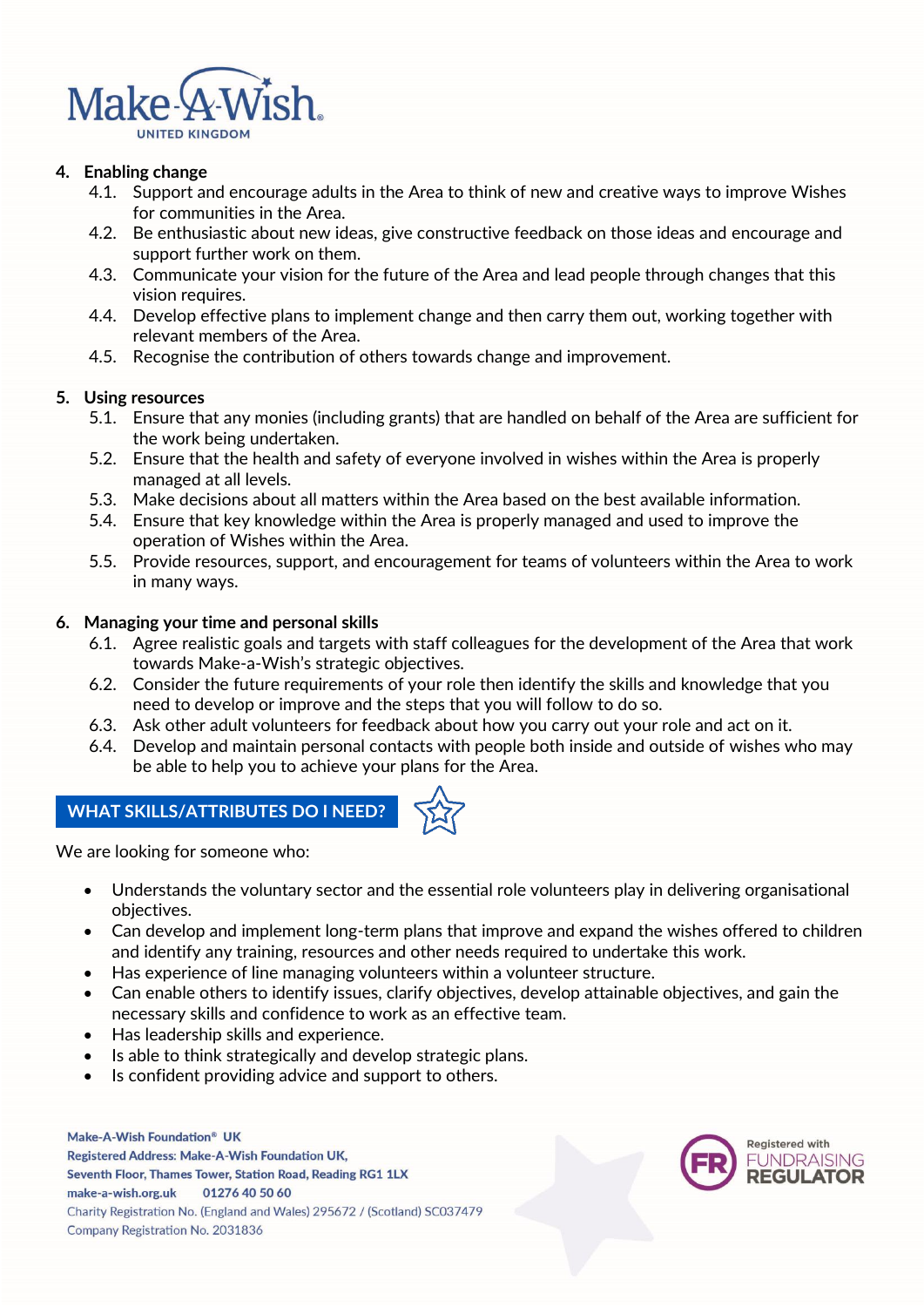4. **Enabling change**
    4.1. Support and encourage adults in the Area to think of new and creative ways to improve Wishes for communities in the Area.
    4.2. Be enthusiastic about new ideas, give constructive feedback on those ideas and encourage and support further work on them.
    4.3. Communicate your vision for the future of the Area and lead people through changes that this vision requires.
    4.4. Develop effective plans to implement change and then carry them out, working together with relevant members of the Area.
    4.5. Recognise the contribution of others towards change and improvement.

5. **Using resources**
    5.1. Ensure that any monies (including grants) that are handled on behalf of the Area are sufficient for the work being undertaken.
    5.2. Ensure that the health and safety of everyone involved in wishes within the Area is properly managed at all levels.
    5.3. Make decisions about all matters within the Area based on the best available information.
    5.4. Ensure that key knowledge within the Area is properly managed and used to improve the operation of Wishes within the Area.
    5.5. Provide resources, support, and encouragement for teams of volunteers within the Area to work in many ways.

6. **Managing your time and personal skills**
    6.1. Agree realistic goals and targets with staff colleagues for the development of the Area that work towards Make-a-Wish's strategic objectives.
    6.2. Consider the future requirements of your role then identify the skills and knowledge that you need to develop or improve and the steps that you will follow to do so.
    6.3. Ask other adult volunteers for feedback about how you carry out your role and act on it.
    6.4. Develop and maintain personal contacts with people both inside and outside of wishes who may be able to help you to achieve your plans for the Area.

## WHAT SKILLS/ATTRIBUTES DO I NEED?

We are looking for someone who:

- Understands the voluntary sector and the essential role volunteers play in delivering organisational objectives.
- Can develop and implement long-term plans that improve and expand the wishes offered to children and identify any training, resources and other needs required to undertake this work.
- Has experience of line managing volunteers within a volunteer structure.
- Can enable others to identify issues, clarify objectives, develop attainable objectives, and gain the necessary skills and confidence to work as an effective team.
- Has leadership skills and experience.
- Is able to think strategically and develop strategic plans.
- Is confident providing advice and support to others.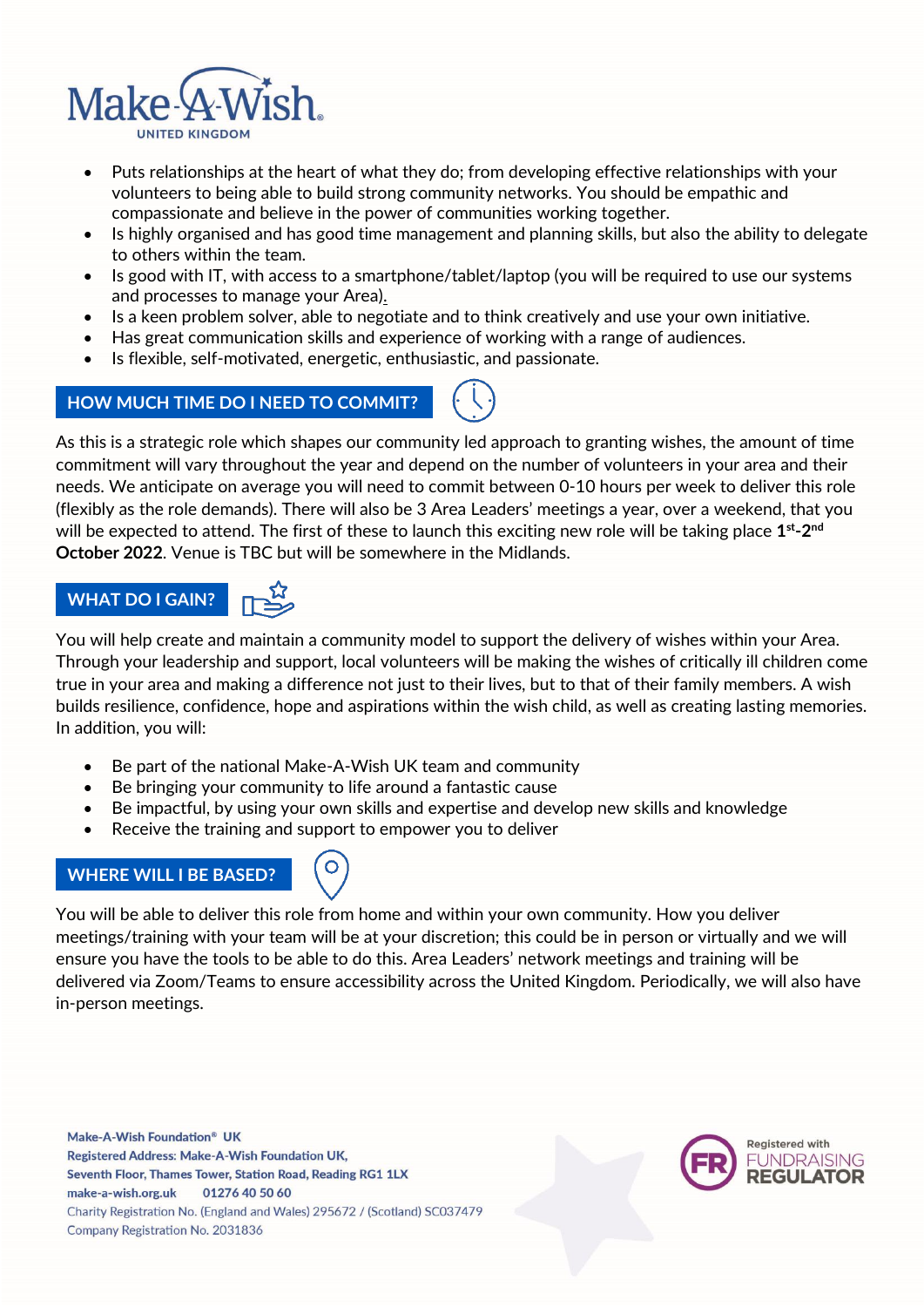- Puts relationships at the heart of what they do; from developing effective relationships with your volunteers to being able to build strong community networks. You should be empathic and compassionate and believe in the power of communities working together.
- Is highly organised and has good time management and planning skills, but also the ability to delegate to others within the team.
- Is good with IT, with access to a smartphone/tablet/laptop (you will be required to use our systems and processes to manage your Area).
- Is a keen problem solver, able to negotiate and to think creatively and use your own initiative.
- Has great communication skills and experience of working with a range of audiences.
- Is flexible, self-motivated, energetic, enthusiastic, and passionate.

## HOW MUCH TIME DO I NEED TO COMMIT?

As this is a strategic role which shapes our community led approach to granting wishes, the amount of time commitment will vary throughout the year and depend on the number of volunteers in your area and their needs. We anticipate on average you will need to commit between 0-10 hours per week to deliver this role (flexibly as the role demands). There will also be 3 Area Leaders' meetings a year, over a weekend, that you will be expected to attend. The first of these to launch this exciting new role will be taking place **1st-2nd October 2022**. Venue is TBC but will be somewhere in the Midlands.

## WHAT DO I GAIN?

You will help create and maintain a community model to support the delivery of wishes within your Area. Through your leadership and support, local volunteers will be making the wishes of critically ill children come true in your area and making a difference not just to their lives, but to that of their family members. A wish builds resilience, confidence, hope and aspirations within the wish child, as well as creating lasting memories. In addition, you will:

- Be part of the national Make-A-Wish UK team and community
- Be bringing your community to life around a fantastic cause
- Be impactful, by using your own skills and expertise and develop new skills and knowledge
- Receive the training and support to empower you to deliver

## WHERE WILL I BE BASED?

You will be able to deliver this role from home and within your own community. How you deliver meetings/training with your team will be at your discretion; this could be in person or virtually and we will ensure you have the tools to be able to do this. Area Leaders' network meetings and training will be delivered via Zoom/Teams to ensure accessibility across the United Kingdom. Periodically, we will also have in-person meetings.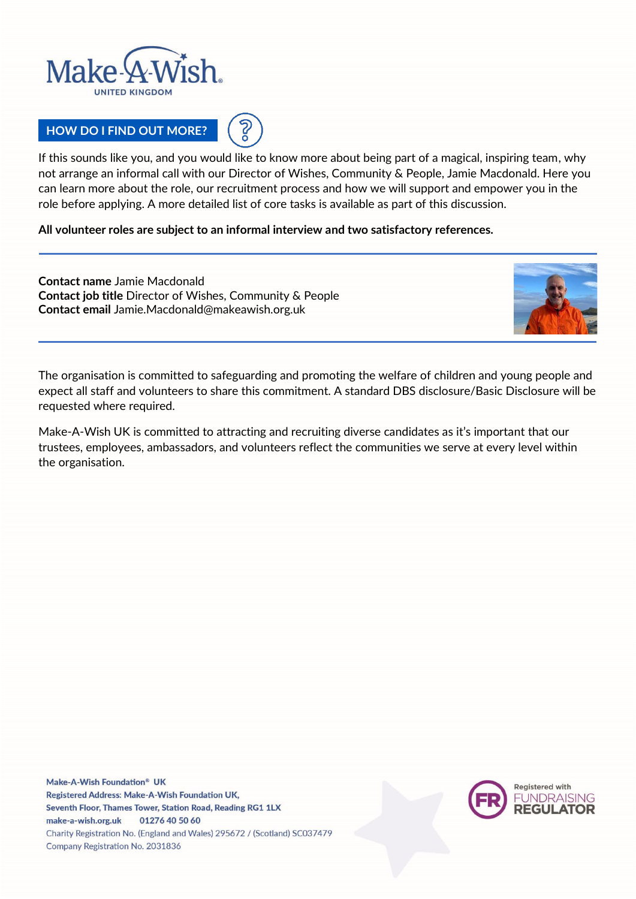## HOW DO I FIND OUT MORE?

If this sounds like you, and you would like to know more about being part of a magical, inspiring team, why not arrange an informal call with our Director of Wishes, Community & People, Jamie Macdonald. Here you can learn more about the role, our recruitment process and how we will support and empower you in the role before applying. A more detailed list of core tasks is available as part of this discussion.

**All volunteer roles are subject to an informal interview and two satisfactory references.**

---

**Contact name** Jamie Macdonald
**Contact job title** Director of Wishes, Community & People
**Contact email** Jamie.Macdonald@makeawish.org.uk

---

The organisation is committed to safeguarding and promoting the welfare of children and young people and expect all staff and volunteers to share this commitment. A standard DBS disclosure/Basic Disclosure will be requested where required.

Make-A-Wish UK is committed to attracting and recruiting diverse candidates as it's important that our trustees, employees, ambassadors, and volunteers reflect the communities we serve at every level within the organisation.

Make-A-Wish Foundation® UK
Registered Address: Make-A-Wish Foundation UK,
Seventh Floor, Thames Tower, Station Road, Reading RG1 1LX
make-a-wish.org.uk 01276 40 50 60
Charity Registration No. (England and Wales) 295672 / (Scotland) SC037479
Company Registration No. 2031836

Registered with FUNDRAISING REGULATOR